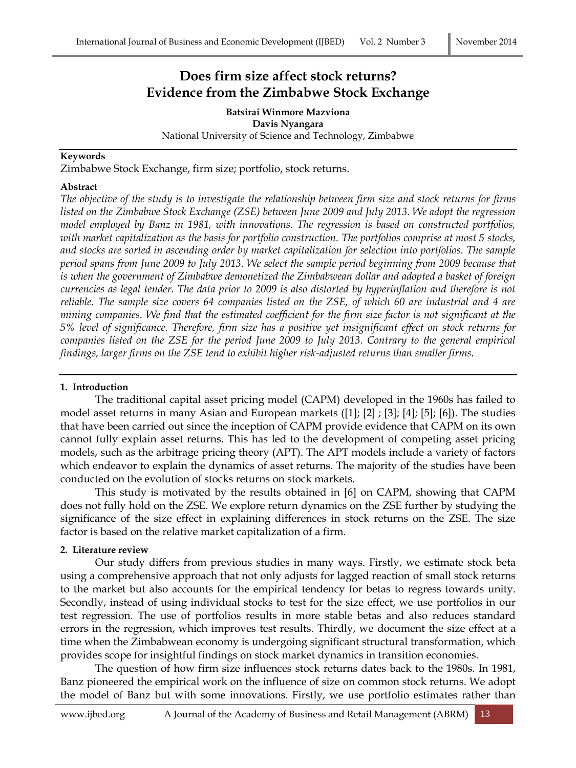# Does firm size affect stock returns? Evidence from the Zimbabwe Stock Exchange

**Batsirai Winmore Mazviona**
**Davis Nyangara**
National University of Science and Technology, Zimbabwe

**Keywords**

Zimbabwe Stock Exchange, firm size; portfolio, stock returns.

**Abstract**

*The objective of the study is to investigate the relationship between firm size and stock returns for firms listed on the Zimbabwe Stock Exchange (ZSE) between June 2009 and July 2013. We adopt the regression model employed by Banz in 1981, with innovations. The regression is based on constructed portfolios, with market capitalization as the basis for portfolio construction. The portfolios comprise at most 5 stocks, and stocks are sorted in ascending order by market capitalization for selection into portfolios. The sample period spans from June 2009 to July 2013. We select the sample period beginning from 2009 because that is when the government of Zimbabwe demonetized the Zimbabwean dollar and adopted a basket of foreign currencies as legal tender. The data prior to 2009 is also distorted by hyperinflation and therefore is not reliable. The sample size covers 64 companies listed on the ZSE, of which 60 are industrial and 4 are mining companies. We find that the estimated coefficient for the firm size factor is not significant at the 5% level of significance. Therefore, firm size has a positive yet insignificant effect on stock returns for companies listed on the ZSE for the period June 2009 to July 2013. Contrary to the general empirical findings, larger firms on the ZSE tend to exhibit higher risk-adjusted returns than smaller firms.*

## 1. Introduction

The traditional capital asset pricing model (CAPM) developed in the 1960s has failed to model asset returns in many Asian and European markets ([1]; [2] ; [3]; [4]; [5]; [6]). The studies that have been carried out since the inception of CAPM provide evidence that CAPM on its own cannot fully explain asset returns. This has led to the development of competing asset pricing models, such as the arbitrage pricing theory (APT). The APT models include a variety of factors which endeavor to explain the dynamics of asset returns. The majority of the studies have been conducted on the evolution of stocks returns on stock markets.

This study is motivated by the results obtained in [6] on CAPM, showing that CAPM does not fully hold on the ZSE. We explore return dynamics on the ZSE further by studying the significance of the size effect in explaining differences in stock returns on the ZSE. The size factor is based on the relative market capitalization of a firm.

## 2. Literature review

Our study differs from previous studies in many ways. Firstly, we estimate stock beta using a comprehensive approach that not only adjusts for lagged reaction of small stock returns to the market but also accounts for the empirical tendency for betas to regress towards unity. Secondly, instead of using individual stocks to test for the size effect, we use portfolios in our test regression. The use of portfolios results in more stable betas and also reduces standard errors in the regression, which improves test results. Thirdly, we document the size effect at a time when the Zimbabwean economy is undergoing significant structural transformation, which provides scope for insightful findings on stock market dynamics in transition economies.

The question of how firm size influences stock returns dates back to the 1980s. In 1981, Banz pioneered the empirical work on the influence of size on common stock returns. We adopt the model of Banz but with some innovations. Firstly, we use portfolio estimates rather than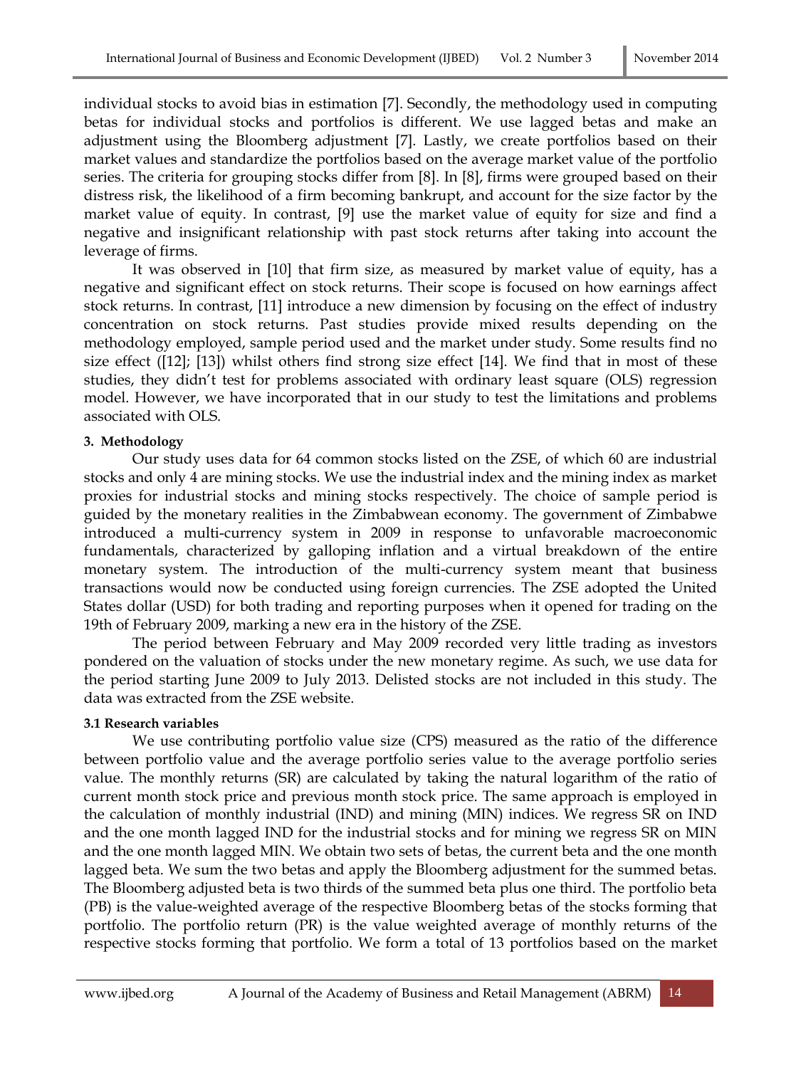individual stocks to avoid bias in estimation [7]. Secondly, the methodology used in computing betas for individual stocks and portfolios is different. We use lagged betas and make an adjustment using the Bloomberg adjustment [7]. Lastly, we create portfolios based on their market values and standardize the portfolios based on the average market value of the portfolio series. The criteria for grouping stocks differ from [8]. In [8], firms were grouped based on their distress risk, the likelihood of a firm becoming bankrupt, and account for the size factor by the market value of equity. In contrast, [9] use the market value of equity for size and find a negative and insignificant relationship with past stock returns after taking into account the leverage of firms.

It was observed in [10] that firm size, as measured by market value of equity, has a negative and significant effect on stock returns. Their scope is focused on how earnings affect stock returns. In contrast, [11] introduce a new dimension by focusing on the effect of industry concentration on stock returns. Past studies provide mixed results depending on the methodology employed, sample period used and the market under study. Some results find no size effect ([12]; [13]) whilst others find strong size effect [14]. We find that in most of these studies, they didn't test for problems associated with ordinary least square (OLS) regression model. However, we have incorporated that in our study to test the limitations and problems associated with OLS.

### 3. Methodology

Our study uses data for 64 common stocks listed on the ZSE, of which 60 are industrial stocks and only 4 are mining stocks. We use the industrial index and the mining index as market proxies for industrial stocks and mining stocks respectively. The choice of sample period is guided by the monetary realities in the Zimbabwean economy. The government of Zimbabwe introduced a multi-currency system in 2009 in response to unfavorable macroeconomic fundamentals, characterized by galloping inflation and a virtual breakdown of the entire monetary system. The introduction of the multi-currency system meant that business transactions would now be conducted using foreign currencies. The ZSE adopted the United States dollar (USD) for both trading and reporting purposes when it opened for trading on the 19th of February 2009, marking a new era in the history of the ZSE.

The period between February and May 2009 recorded very little trading as investors pondered on the valuation of stocks under the new monetary regime. As such, we use data for the period starting June 2009 to July 2013. Delisted stocks are not included in this study. The data was extracted from the ZSE website.

#### 3.1 Research variables

We use contributing portfolio value size (CPS) measured as the ratio of the difference between portfolio value and the average portfolio series value to the average portfolio series value. The monthly returns (SR) are calculated by taking the natural logarithm of the ratio of current month stock price and previous month stock price. The same approach is employed in the calculation of monthly industrial (IND) and mining (MIN) indices. We regress SR on IND and the one month lagged IND for the industrial stocks and for mining we regress SR on MIN and the one month lagged MIN. We obtain two sets of betas, the current beta and the one month lagged beta. We sum the two betas and apply the Bloomberg adjustment for the summed betas. The Bloomberg adjusted beta is two thirds of the summed beta plus one third. The portfolio beta (PB) is the value-weighted average of the respective Bloomberg betas of the stocks forming that portfolio. The portfolio return (PR) is the value weighted average of monthly returns of the respective stocks forming that portfolio. We form a total of 13 portfolios based on the market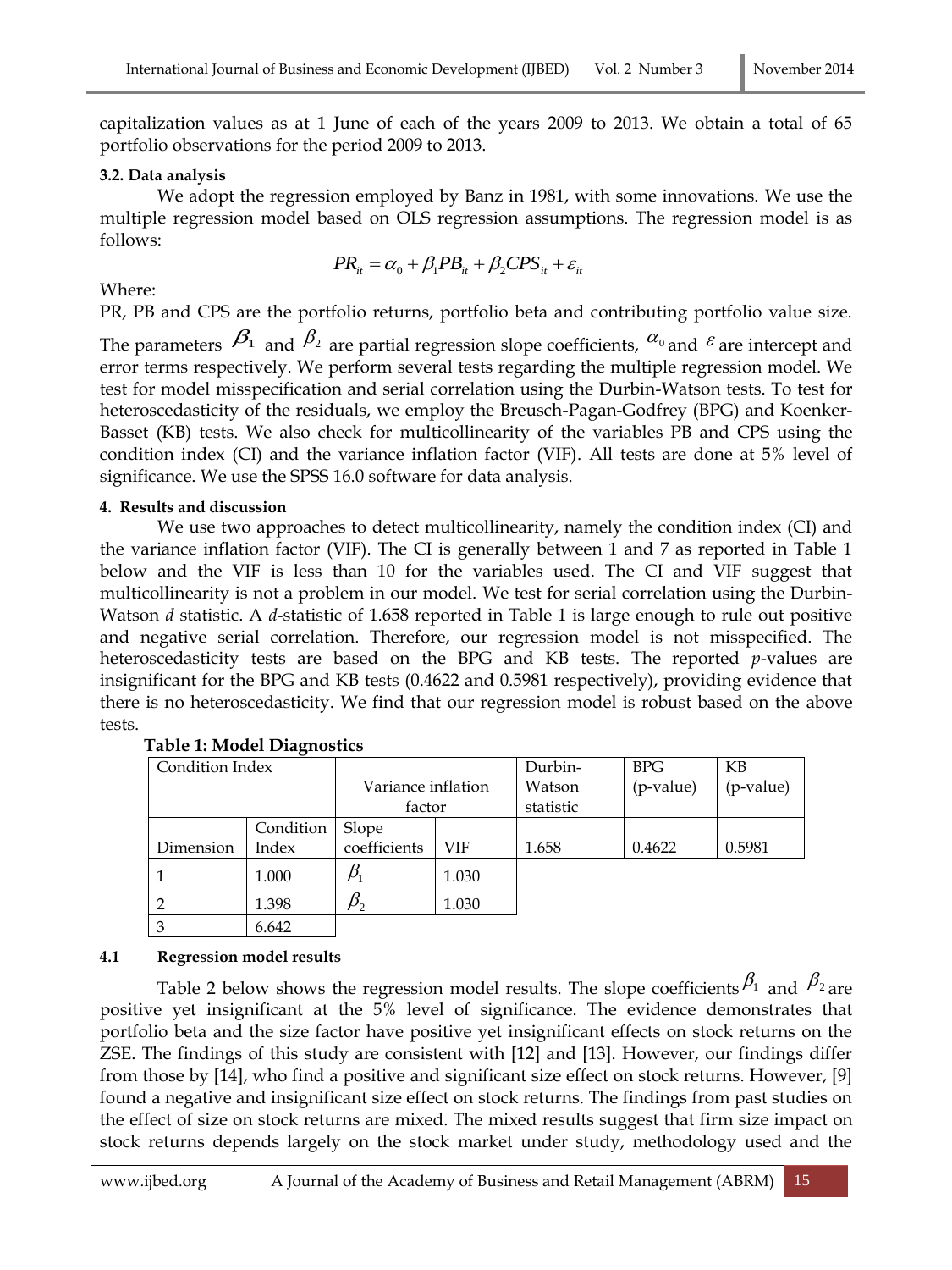capitalization values as at 1 June of each of the years 2009 to 2013. We obtain a total of 65 portfolio observations for the period 2009 to 2013.

### 3.2. Data analysis

We adopt the regression employed by Banz in 1981, with some innovations. We use the multiple regression model based on OLS regression assumptions. The regression model is as follows:

$$PR_{it} = \alpha_0 + \beta_1 PB_{it} + \beta_2 CPS_{it} + \varepsilon_{it}$$

Where:

PR, PB and CPS are the portfolio returns, portfolio beta and contributing portfolio value size. The parameters $\beta_1$ and $\beta_2$ are partial regression slope coefficients, $\alpha_0$ and $\varepsilon$ are intercept and error terms respectively. We perform several tests regarding the multiple regression model. We test for model misspecification and serial correlation using the Durbin-Watson tests. To test for heteroscedasticity of the residuals, we employ the Breusch-Pagan-Godfrey (BPG) and Koenker-Basset (KB) tests. We also check for multicollinearity of the variables PB and CPS using the condition index (CI) and the variance inflation factor (VIF). All tests are done at 5% level of significance. We use the SPSS 16.0 software for data analysis.

## 4. Results and discussion

We use two approaches to detect multicollinearity, namely the condition index (CI) and the variance inflation factor (VIF). The CI is generally between 1 and 7 as reported in Table 1 below and the VIF is less than 10 for the variables used. The CI and VIF suggest that multicollinearity is not a problem in our model. We test for serial correlation using the Durbin-Watson *d* statistic. A *d*-statistic of 1.658 reported in Table 1 is large enough to rule out positive and negative serial correlation. Therefore, our regression model is not misspecified. The heteroscedasticity tests are based on the BPG and KB tests. The reported *p*-values are insignificant for the BPG and KB tests (0.4622 and 0.5981 respectively), providing evidence that there is no heteroscedasticity. We find that our regression model is robust based on the above tests.

**Table 1: Model Diagnostics**

| Condition Index | | Variance inflation factor | | Durbin-Watson statistic | BPG (p-value) | KB (p-value) |
|---|---|---|---|---|---|---|
| Dimension | Condition Index | Slope coefficients | VIF | 1.658 | 0.4622 | 0.5981 |
| 1 | 1.000 | $\beta_1$ | 1.030 | | | |
| 2 | 1.398 | $\beta_2$ | 1.030 | | | |
| 3 | 6.642 | | | | | |

### 4.1 Regression model results

Table 2 below shows the regression model results. The slope coefficients $\beta_1$ and $\beta_2$ are positive yet insignificant at the 5% level of significance. The evidence demonstrates that portfolio beta and the size factor have positive yet insignificant effects on stock returns on the ZSE. The findings of this study are consistent with [12] and [13]. However, our findings differ from those by [14], who find a positive and significant size effect on stock returns. However, [9] found a negative and insignificant size effect on stock returns. The findings from past studies on the effect of size on stock returns are mixed. The mixed results suggest that firm size impact on stock returns depends largely on the stock market under study, methodology used and the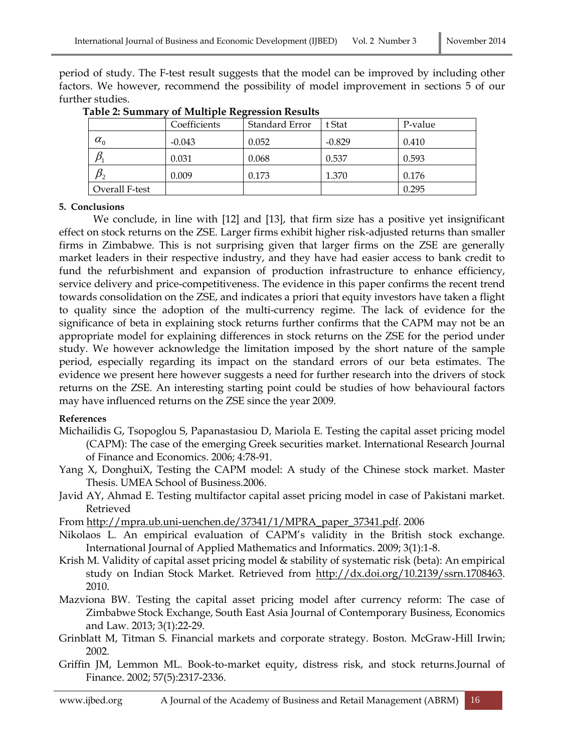period of study. The F-test result suggests that the model can be improved by including other factors. We however, recommend the possibility of model improvement in sections 5 of our further studies.

**Table 2: Summary of Multiple Regression Results**

| | Coefficients | Standard Error | t Stat | P-value |
|---|---|---|---|---|
| $\alpha_0$ | -0.043 | 0.052 | -0.829 | 0.410 |
| $\beta_1$ | 0.031 | 0.068 | 0.537 | 0.593 |
| $\beta_2$ | 0.009 | 0.173 | 1.370 | 0.176 |
| Overall F-test | | | | 0.295 |

#### 5. Conclusions

We conclude, in line with [12] and [13], that firm size has a positive yet insignificant effect on stock returns on the ZSE. Larger firms exhibit higher risk-adjusted returns than smaller firms in Zimbabwe. This is not surprising given that larger firms on the ZSE are generally market leaders in their respective industry, and they have had easier access to bank credit to fund the refurbishment and expansion of production infrastructure to enhance efficiency, service delivery and price-competitiveness. The evidence in this paper confirms the recent trend towards consolidation on the ZSE, and indicates a priori that equity investors have taken a flight to quality since the adoption of the multi-currency regime. The lack of evidence for the significance of beta in explaining stock returns further confirms that the CAPM may not be an appropriate model for explaining differences in stock returns on the ZSE for the period under study. We however acknowledge the limitation imposed by the short nature of the sample period, especially regarding its impact on the standard errors of our beta estimates. The evidence we present here however suggests a need for further research into the drivers of stock returns on the ZSE. An interesting starting point could be studies of how behavioural factors may have influenced returns on the ZSE since the year 2009.

#### References

Michailidis G, Tsopoglou S, Papanastasiou D, Mariola E. Testing the capital asset pricing model (CAPM): The case of the emerging Greek securities market. International Research Journal of Finance and Economics. 2006; 4:78-91.

Yang X, DonghuiX, Testing the CAPM model: A study of the Chinese stock market. Master Thesis. UMEA School of Business.2006.

Javid AY, Ahmad E. Testing multifactor capital asset pricing model in case of Pakistani market. Retrieved

From http://mpra.ub.uni-uenchen.de/37341/1/MPRA_paper_37341.pdf. 2006

Nikolaos L. An empirical evaluation of CAPM's validity in the British stock exchange. International Journal of Applied Mathematics and Informatics. 2009; 3(1):1-8.

Krish M. Validity of capital asset pricing model & stability of systematic risk (beta): An empirical study on Indian Stock Market. Retrieved from http://dx.doi.org/10.2139/ssrn.1708463. 2010.

Mazviona BW. Testing the capital asset pricing model after currency reform: The case of Zimbabwe Stock Exchange, South East Asia Journal of Contemporary Business, Economics and Law. 2013; 3(1):22-29.

Grinblatt M, Titman S. Financial markets and corporate strategy. Boston. McGraw-Hill Irwin; 2002.

Griffin JM, Lemmon ML. Book-to-market equity, distress risk, and stock returns.Journal of Finance. 2002; 57(5):2317-2336.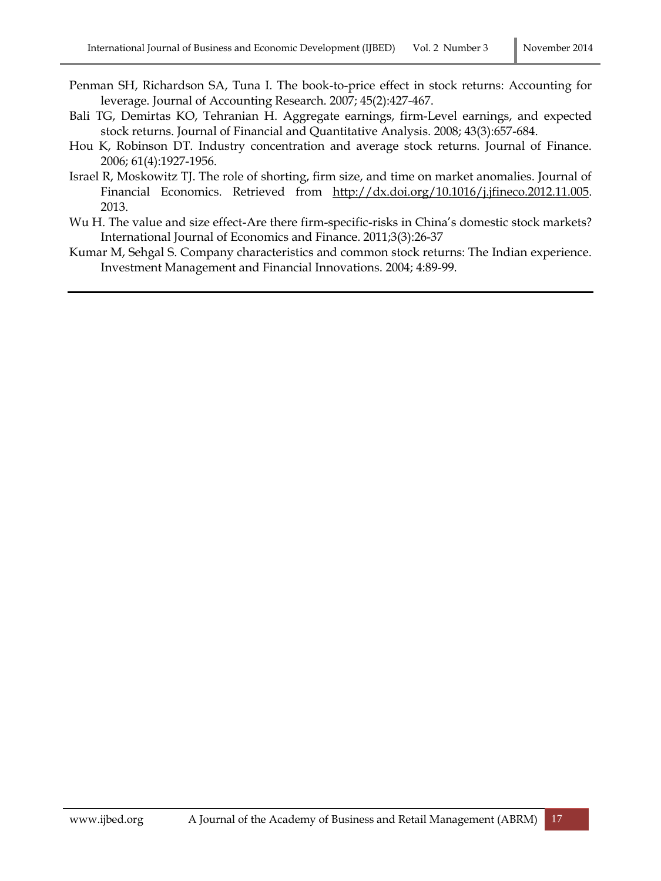Penman SH, Richardson SA, Tuna I. The book-to-price effect in stock returns: Accounting for leverage. Journal of Accounting Research. 2007; 45(2):427-467.

Bali TG, Demirtas KO, Tehranian H. Aggregate earnings, firm-Level earnings, and expected stock returns. Journal of Financial and Quantitative Analysis. 2008; 43(3):657-684.

Hou K, Robinson DT. Industry concentration and average stock returns. Journal of Finance. 2006; 61(4):1927-1956.

Israel R, Moskowitz TJ. The role of shorting, firm size, and time on market anomalies. Journal of Financial Economics. Retrieved from http://dx.doi.org/10.1016/j.jfineco.2012.11.005. 2013.

Wu H. The value and size effect-Are there firm-specific-risks in China's domestic stock markets? International Journal of Economics and Finance. 2011;3(3):26-37

Kumar M, Sehgal S. Company characteristics and common stock returns: The Indian experience. Investment Management and Financial Innovations. 2004; 4:89-99.